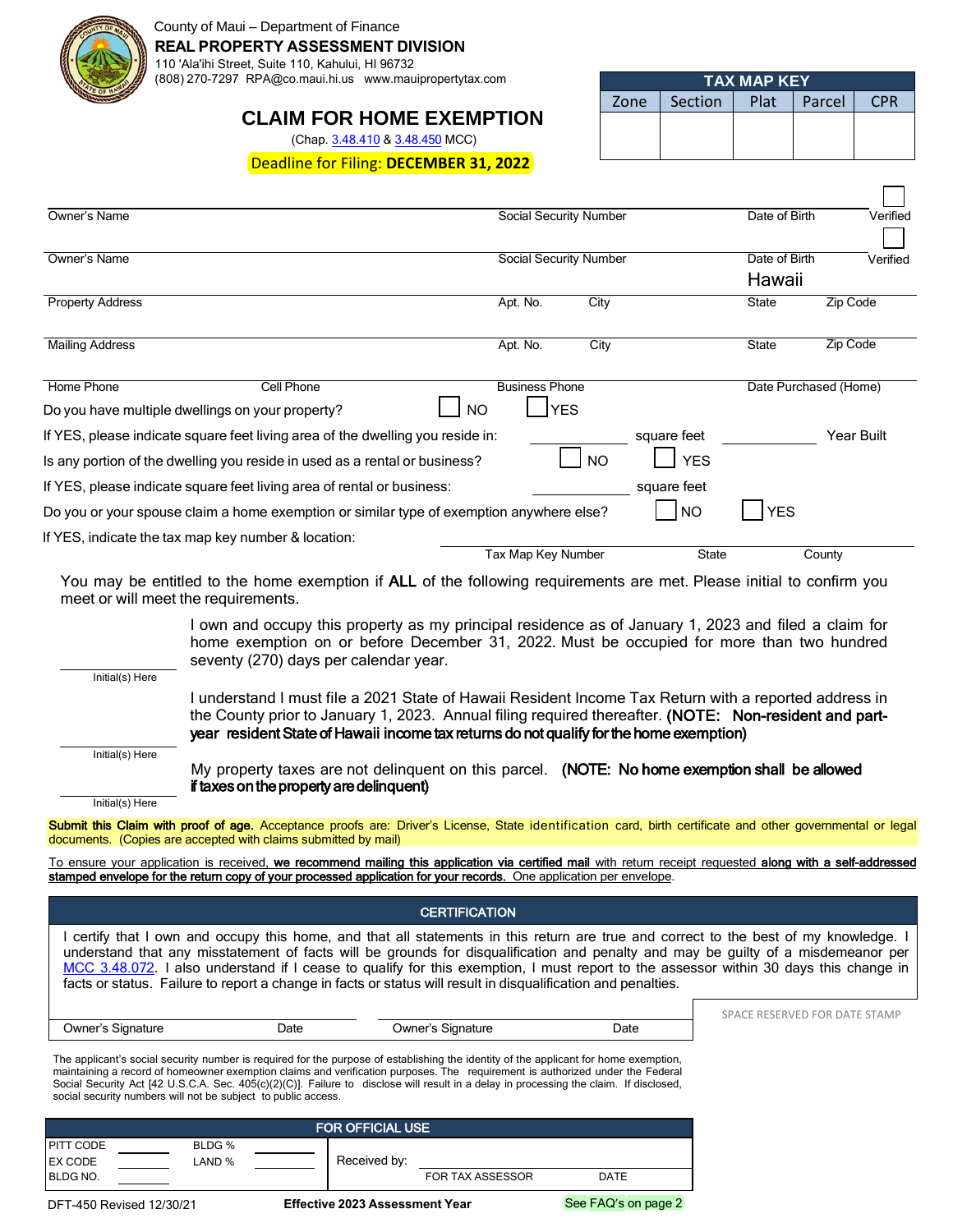County of Maui – Department of Finance

**REAL PROPERTY ASSESSMENT DIVISION**

110 'Ala'ihi Street, Suite 110, Kahului, HI 96732

(808) 270-7297 RPA@co.maui.hi.us www.mauipropertytax.com

| TAX MAP KEY | | | | |
|---|---|---|---|---|
| Zone | Section | Plat | Parcel | CPR |
| | | | | |

# CLAIM FOR HOME EXEMPTION

(Chap. 3.48.410 & 3.48.450 MCC)

Deadline for Filing: **DECEMBER 31, 2022**

Owner's Name | Social Security Number | Date of Birth | ☐ Verified

Owner's Name | Social Security Number | Date of Birth | ☐ Verified

Property Address | Apt. No. | City | State: Hawaii | Zip Code

Mailing Address | Apt. No. | City | State | Zip Code

Home Phone | Cell Phone | Business Phone | Date Purchased (Home)

Do you have multiple dwellings on your property? ☐ NO ☐ YES

If YES, please indicate square feet living area of the dwelling you reside in: ________ square feet ________ Year Built

Is any portion of the dwelling you reside in used as a rental or business? ☐ NO ☐ YES

If YES, please indicate square feet living area of rental or business: ________ square feet

Do you or your spouse claim a home exemption or similar type of exemption anywhere else? ☐ NO ☐ YES

If YES, indicate the tax map key number & location:

Tax Map Key Number | State | County

You may be entitled to the home exemption if **ALL** of the following requirements are met. Please initial to confirm you meet or will meet the requirements.

________ Initial(s) Here — I own and occupy this property as my principal residence as of January 1, 2023 and filed a claim for home exemption on or before December 31, 2022. Must be occupied for more than two hundred seventy (270) days per calendar year.

________ Initial(s) Here — I understand I must file a 2021 State of Hawaii Resident Income Tax Return with a reported address in the County prior to January 1, 2023. Annual filing required thereafter. **(NOTE: Non-resident and part-year resident State of Hawaii income tax returns do not qualify for the home exemption)**

________ Initial(s) Here — My property taxes are not delinquent on this parcel. **(NOTE: No home exemption shall be allowed if taxes on the property are delinquent)**

**Submit this Claim with proof of age.** Acceptance proofs are: Driver's License, State identification card, birth certificate and other governmental or legal documents. (Copies are accepted with claims submitted by mail)

To ensure your application is received, **we recommend mailing this application via certified mail** with return receipt requested **along with a self-addressed stamped envelope for the return copy of your processed application for your records.** One application per envelope.

## CERTIFICATION

I certify that I own and occupy this home, and that all statements in this return are true and correct to the best of my knowledge. I understand that any misstatement of facts will be grounds for disqualification and penalty and may be guilty of a misdemeanor per MCC 3.48.072. I also understand if I cease to qualify for this exemption, I must report to the assessor within 30 days this change in facts or status. Failure to report a change in facts or status will result in disqualification and penalties.

Owner's Signature | Date | Owner's Signature | Date

SPACE RESERVED FOR DATE STAMP

The applicant's social security number is required for the purpose of establishing the identity of the applicant for home exemption, maintaining a record of homeowner exemption claims and verification purposes. The requirement is authorized under the Federal Social Security Act [42 U.S.C.A. Sec. 405(c)(2)(C)]. Failure to disclose will result in a delay in processing the claim. If disclosed, social security numbers will not be subject to public access.

| FOR OFFICIAL USE | | | | |
|---|---|---|---|---|
| PITT CODE | | BLDG % | | Received by: |
| EX CODE | | LAND % | | FOR TAX ASSESSOR — DATE |
| BLDG NO. | | | | |

DFT-450 Revised 12/30/21 — **Effective 2023 Assessment Year** — See FAQ's on page 2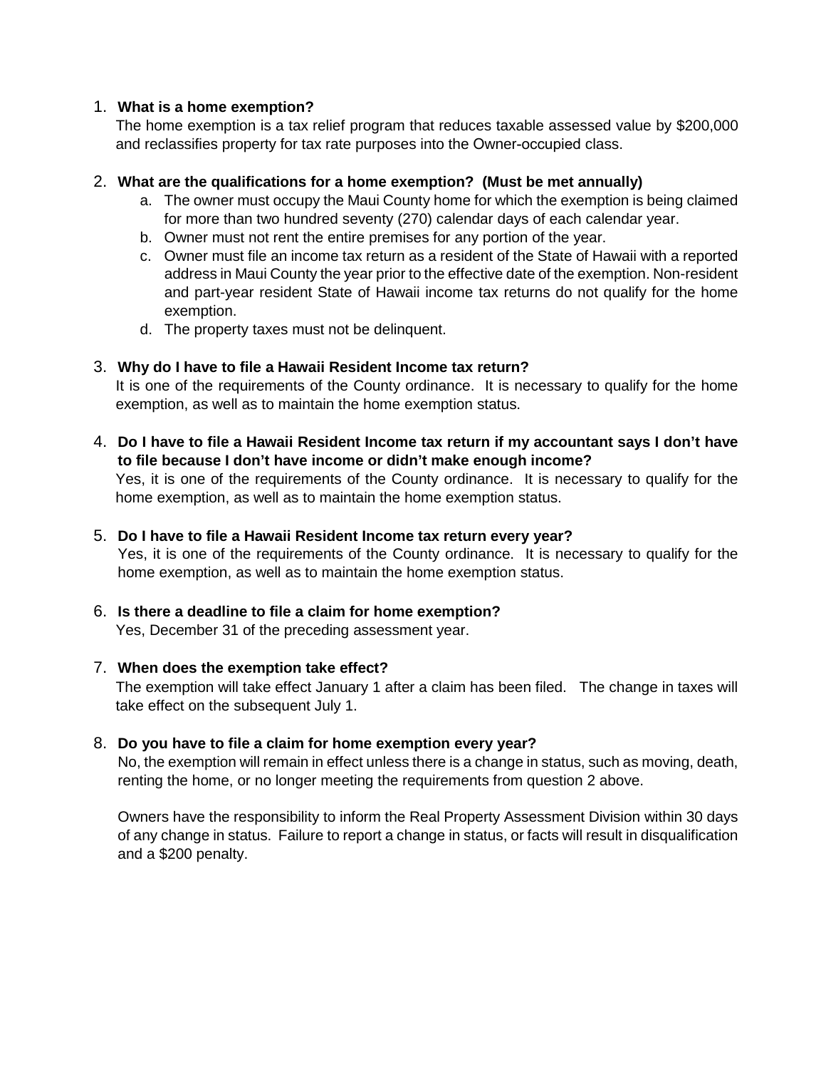1. **What is a home exemption?**
   The home exemption is a tax relief program that reduces taxable assessed value by $200,000 and reclassifies property for tax rate purposes into the Owner-occupied class.

2. **What are the qualifications for a home exemption? (Must be met annually)**
   a. The owner must occupy the Maui County home for which the exemption is being claimed for more than two hundred seventy (270) calendar days of each calendar year.
   b. Owner must not rent the entire premises for any portion of the year.
   c. Owner must file an income tax return as a resident of the State of Hawaii with a reported address in Maui County the year prior to the effective date of the exemption. Non-resident and part-year resident State of Hawaii income tax returns do not qualify for the home exemption.
   d. The property taxes must not be delinquent.

3. **Why do I have to file a Hawaii Resident Income tax return?**
   It is one of the requirements of the County ordinance. It is necessary to qualify for the home exemption, as well as to maintain the home exemption status.

4. **Do I have to file a Hawaii Resident Income tax return if my accountant says I don't have to file because I don't have income or didn't make enough income?**
   Yes, it is one of the requirements of the County ordinance. It is necessary to qualify for the home exemption, as well as to maintain the home exemption status.

5. **Do I have to file a Hawaii Resident Income tax return every year?**
   Yes, it is one of the requirements of the County ordinance. It is necessary to qualify for the home exemption, as well as to maintain the home exemption status.

6. **Is there a deadline to file a claim for home exemption?**
   Yes, December 31 of the preceding assessment year.

7. **When does the exemption take effect?**
   The exemption will take effect January 1 after a claim has been filed. The change in taxes will take effect on the subsequent July 1.

8. **Do you have to file a claim for home exemption every year?**
   No, the exemption will remain in effect unless there is a change in status, such as moving, death, renting the home, or no longer meeting the requirements from question 2 above.

   Owners have the responsibility to inform the Real Property Assessment Division within 30 days of any change in status. Failure to report a change in status, or facts will result in disqualification and a $200 penalty.